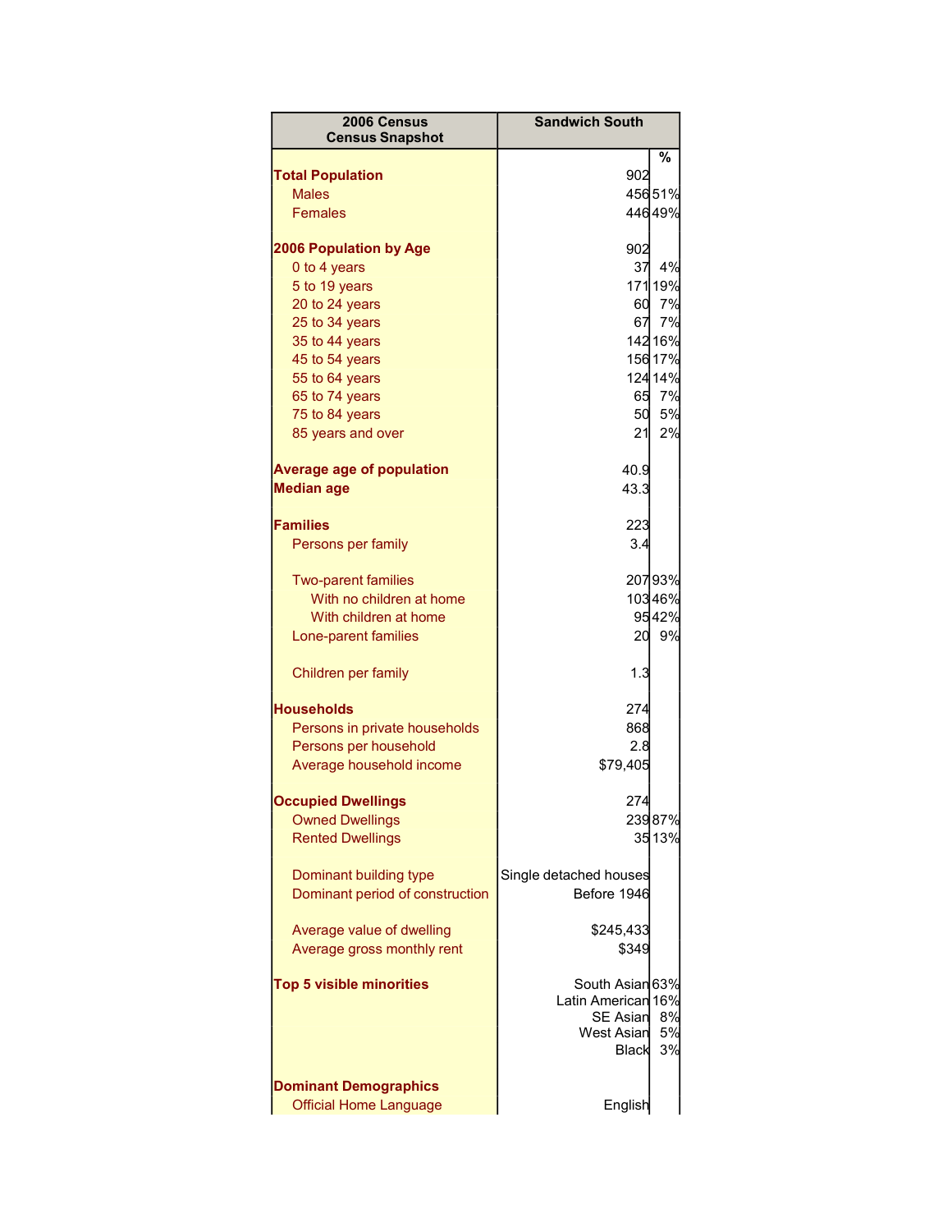| 2006 Census<br>Census Snapshot | Sandwich South | |
|---|---|---|
| | | % |
| **Total Population** | 902 | |
| Males | 456 | 51% |
| Females | 446 | 49% |
| | | |
| **2006 Population by Age** | 902 | |
| 0 to 4 years | 37 | 4% |
| 5 to 19 years | 171 | 19% |
| 20 to 24 years | 60 | 7% |
| 25 to 34 years | 67 | 7% |
| 35 to 44 years | 142 | 16% |
| 45 to 54 years | 156 | 17% |
| 55 to 64 years | 124 | 14% |
| 65 to 74 years | 65 | 7% |
| 75 to 84 years | 50 | 5% |
| 85 years and over | 21 | 2% |
| | | |
| **Average age of population** | 40.9 | |
| **Median age** | 43.3 | |
| | | |
| **Families** | 223 | |
| Persons per family | 3.4 | |
| | | |
| Two-parent families | 207 | 93% |
| With no children at home | 103 | 46% |
| With children at home | 95 | 42% |
| Lone-parent families | 20 | 9% |
| | | |
| Children per family | 1.3 | |
| | | |
| **Households** | 274 | |
| Persons in private households | 868 | |
| Persons per household | 2.8 | |
| Average household income | $79,405 | |
| | | |
| **Occupied Dwellings** | 274 | |
| Owned Dwellings | 239 | 87% |
| Rented Dwellings | 35 | 13% |
| | | |
| Dominant building type | Single detached houses | |
| Dominant period of construction | Before 1946 | |
| | | |
| Average value of dwelling | $245,433 | |
| Average gross monthly rent | $349 | |
| | | |
| **Top 5 visible minorities** | South Asian | 63% |
| | Latin American | 16% |
| | SE Asian | 8% |
| | West Asian | 5% |
| | Black | 3% |
| | | |
| **Dominant Demographics** | | |
| Official Home Language | English | |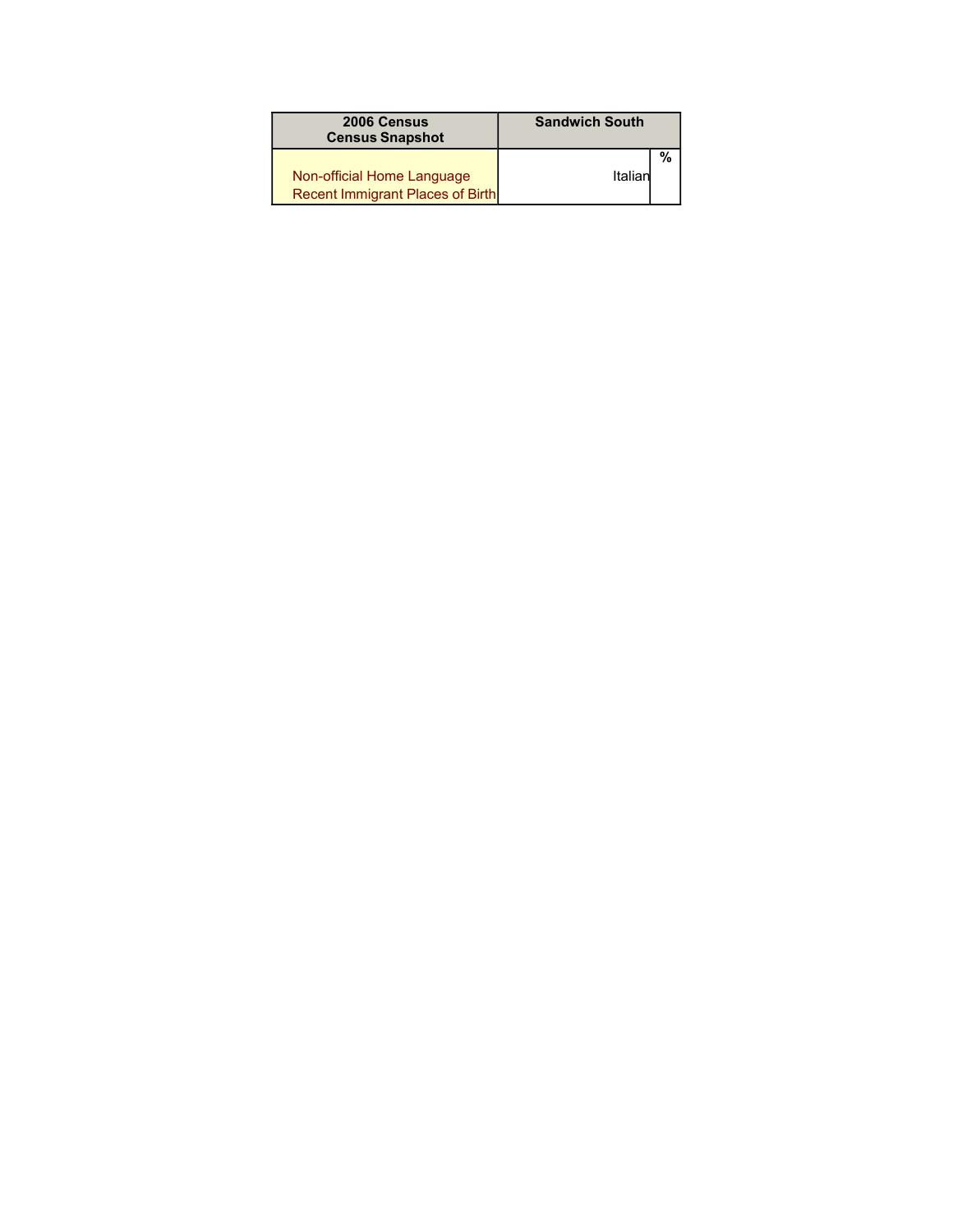| 2006 Census<br>Census Snapshot | Sandwich South | |
| --- | --- | --- |
| Non-official Home Language<br>Recent Immigrant Places of Birth | Italian | % |